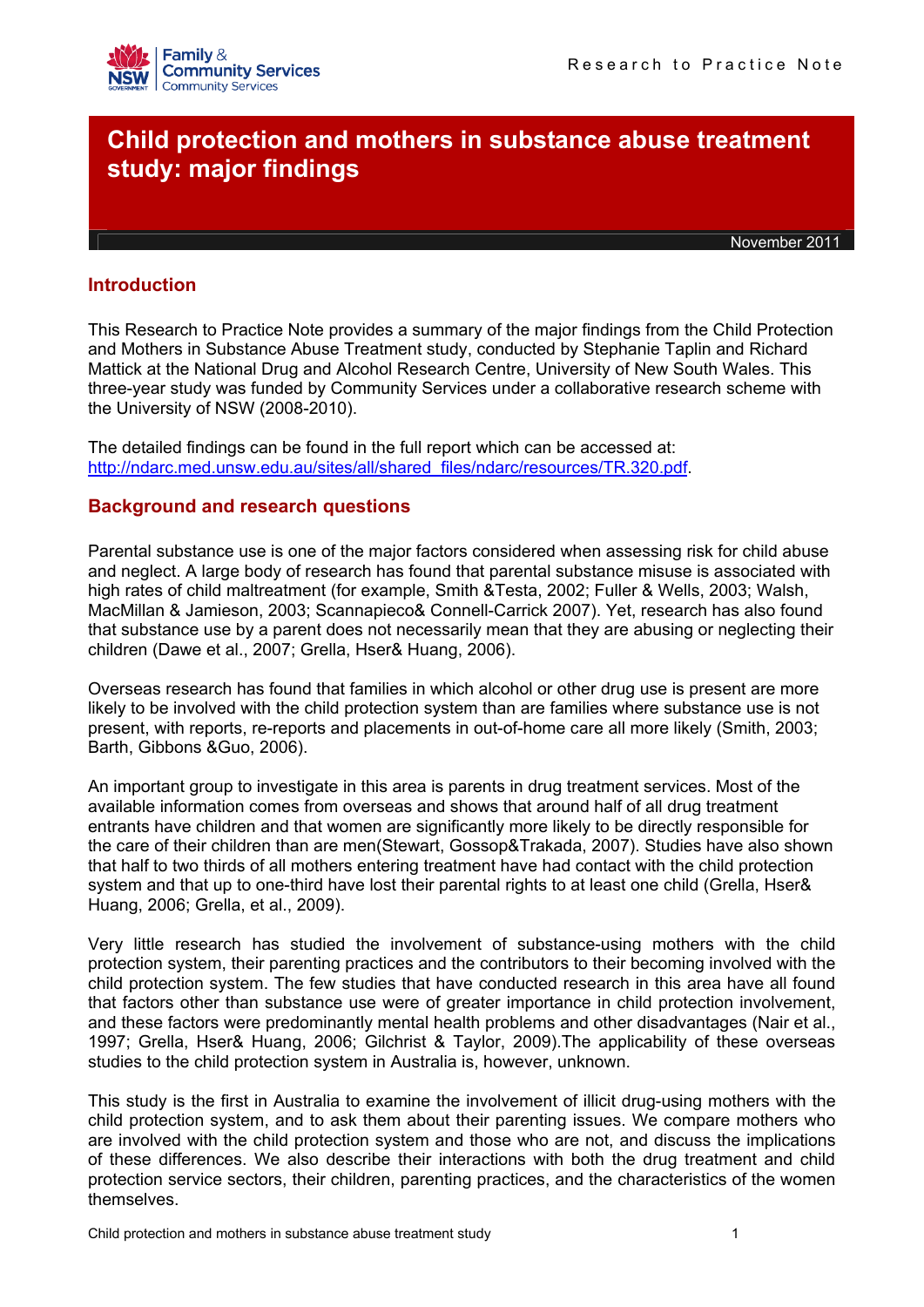# Child protection and mothers in substance abuse treatment study: major findings

November 2011

## Introduction

This Research to Practice Note provides a summary of the major findings from the Child Protection and Mothers in Substance Abuse Treatment study, conducted by Stephanie Taplin and Richard Mattick at the National Drug and Alcohol Research Centre, University of New South Wales. This three-year study was funded by Community Services under a collaborative research scheme with the University of NSW (2008-2010).

The detailed findings can be found in the full report which can be accessed at: http://ndarc.med.unsw.edu.au/sites/all/shared_files/ndarc/resources/TR.320.pdf.

## Background and research questions

Parental substance use is one of the major factors considered when assessing risk for child abuse and neglect. A large body of research has found that parental substance misuse is associated with high rates of child maltreatment (for example, Smith &Testa, 2002; Fuller & Wells, 2003; Walsh, MacMillan & Jamieson, 2003; Scannapieco& Connell-Carrick 2007). Yet, research has also found that substance use by a parent does not necessarily mean that they are abusing or neglecting their children (Dawe et al., 2007; Grella, Hser& Huang, 2006).

Overseas research has found that families in which alcohol or other drug use is present are more likely to be involved with the child protection system than are families where substance use is not present, with reports, re-reports and placements in out-of-home care all more likely (Smith, 2003; Barth, Gibbons &Guo, 2006).

An important group to investigate in this area is parents in drug treatment services. Most of the available information comes from overseas and shows that around half of all drug treatment entrants have children and that women are significantly more likely to be directly responsible for the care of their children than are men(Stewart, Gossop&Trakada, 2007). Studies have also shown that half to two thirds of all mothers entering treatment have had contact with the child protection system and that up to one-third have lost their parental rights to at least one child (Grella, Hser& Huang, 2006; Grella, et al., 2009).

Very little research has studied the involvement of substance-using mothers with the child protection system, their parenting practices and the contributors to their becoming involved with the child protection system. The few studies that have conducted research in this area have all found that factors other than substance use were of greater importance in child protection involvement, and these factors were predominantly mental health problems and other disadvantages (Nair et al., 1997; Grella, Hser& Huang, 2006; Gilchrist & Taylor, 2009).The applicability of these overseas studies to the child protection system in Australia is, however, unknown.

This study is the first in Australia to examine the involvement of illicit drug-using mothers with the child protection system, and to ask them about their parenting issues. We compare mothers who are involved with the child protection system and those who are not, and discuss the implications of these differences. We also describe their interactions with both the drug treatment and child protection service sectors, their children, parenting practices, and the characteristics of the women themselves.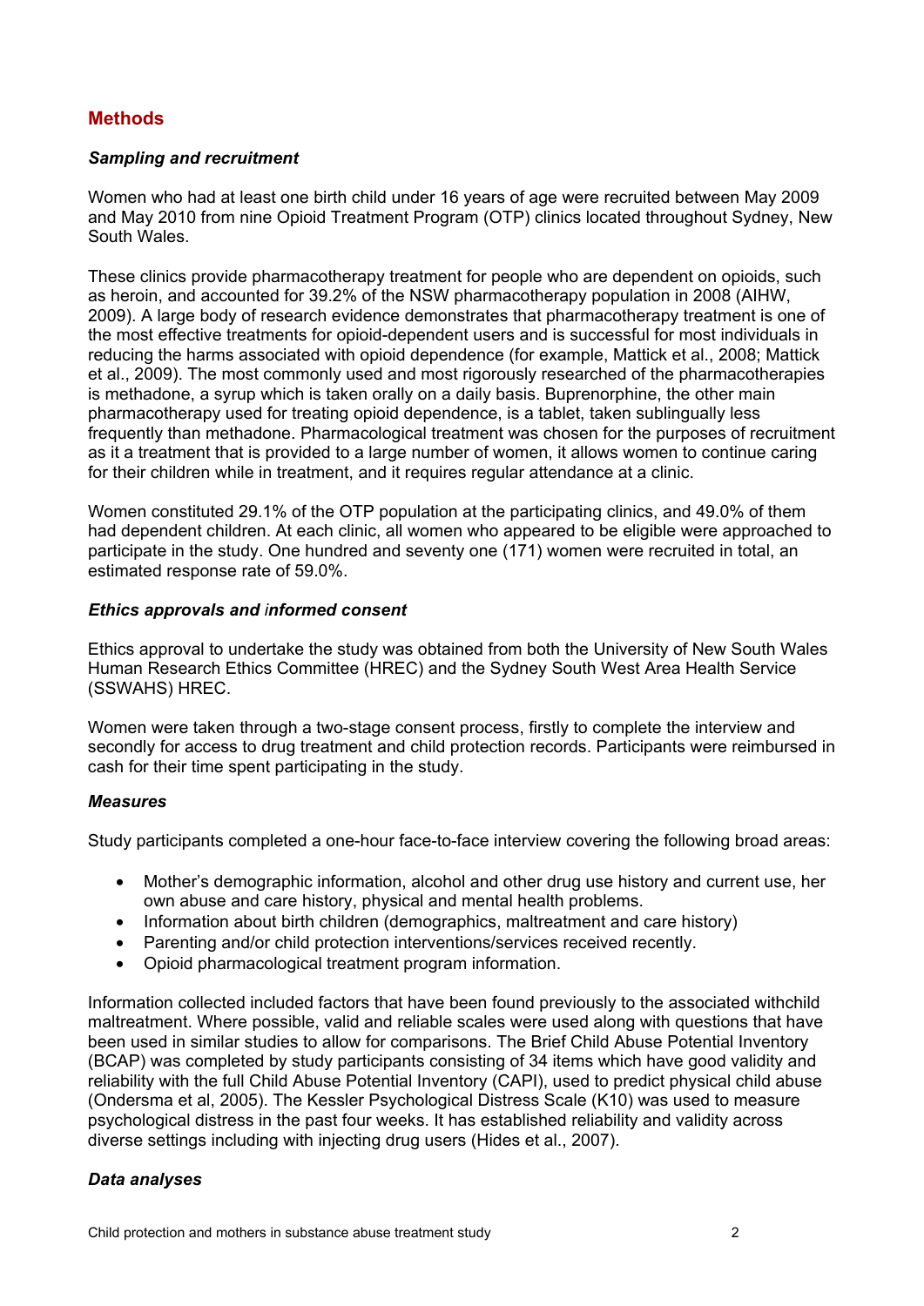## Methods

### *Sampling and recruitment*

Women who had at least one birth child under 16 years of age were recruited between May 2009 and May 2010 from nine Opioid Treatment Program (OTP) clinics located throughout Sydney, New South Wales.

These clinics provide pharmacotherapy treatment for people who are dependent on opioids, such as heroin, and accounted for 39.2% of the NSW pharmacotherapy population in 2008 (AIHW, 2009). A large body of research evidence demonstrates that pharmacotherapy treatment is one of the most effective treatments for opioid-dependent users and is successful for most individuals in reducing the harms associated with opioid dependence (for example, Mattick et al., 2008; Mattick et al., 2009). The most commonly used and most rigorously researched of the pharmacotherapies is methadone, a syrup which is taken orally on a daily basis. Buprenorphine, the other main pharmacotherapy used for treating opioid dependence, is a tablet, taken sublingually less frequently than methadone. Pharmacological treatment was chosen for the purposes of recruitment as it a treatment that is provided to a large number of women, it allows women to continue caring for their children while in treatment, and it requires regular attendance at a clinic.

Women constituted 29.1% of the OTP population at the participating clinics, and 49.0% of them had dependent children. At each clinic, all women who appeared to be eligible were approached to participate in the study. One hundred and seventy one (171) women were recruited in total, an estimated response rate of 59.0%.

### *Ethics approvals and informed consent*

Ethics approval to undertake the study was obtained from both the University of New South Wales Human Research Ethics Committee (HREC) and the Sydney South West Area Health Service (SSWAHS) HREC.

Women were taken through a two-stage consent process, firstly to complete the interview and secondly for access to drug treatment and child protection records. Participants were reimbursed in cash for their time spent participating in the study.

### *Measures*

Study participants completed a one-hour face-to-face interview covering the following broad areas:

- Mother's demographic information, alcohol and other drug use history and current use, her own abuse and care history, physical and mental health problems.
- Information about birth children (demographics, maltreatment and care history)
- Parenting and/or child protection interventions/services received recently.
- Opioid pharmacological treatment program information.

Information collected included factors that have been found previously to the associated withchild maltreatment. Where possible, valid and reliable scales were used along with questions that have been used in similar studies to allow for comparisons. The Brief Child Abuse Potential Inventory (BCAP) was completed by study participants consisting of 34 items which have good validity and reliability with the full Child Abuse Potential Inventory (CAPI), used to predict physical child abuse (Ondersma et al, 2005). The Kessler Psychological Distress Scale (K10) was used to measure psychological distress in the past four weeks. It has established reliability and validity across diverse settings including with injecting drug users (Hides et al., 2007).

### *Data analyses*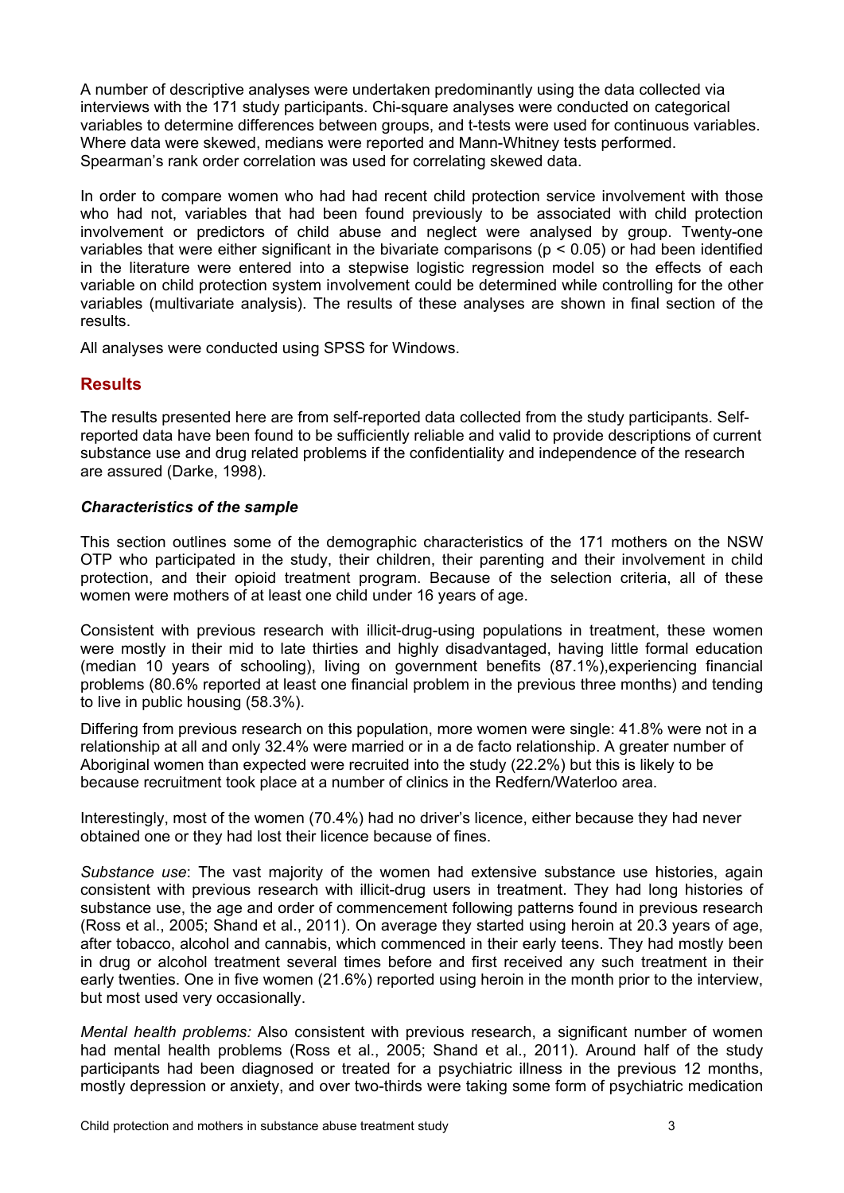A number of descriptive analyses were undertaken predominantly using the data collected via interviews with the 171 study participants. Chi-square analyses were conducted on categorical variables to determine differences between groups, and t-tests were used for continuous variables. Where data were skewed, medians were reported and Mann-Whitney tests performed. Spearman's rank order correlation was used for correlating skewed data.

In order to compare women who had had recent child protection service involvement with those who had not, variables that had been found previously to be associated with child protection involvement or predictors of child abuse and neglect were analysed by group. Twenty-one variables that were either significant in the bivariate comparisons ($p < 0.05$) or had been identified in the literature were entered into a stepwise logistic regression model so the effects of each variable on child protection system involvement could be determined while controlling for the other variables (multivariate analysis). The results of these analyses are shown in final section of the results.

All analyses were conducted using SPSS for Windows.

## Results

The results presented here are from self-reported data collected from the study participants. Self-reported data have been found to be sufficiently reliable and valid to provide descriptions of current substance use and drug related problems if the confidentiality and independence of the research are assured (Darke, 1998).

### *Characteristics of the sample*

This section outlines some of the demographic characteristics of the 171 mothers on the NSW OTP who participated in the study, their children, their parenting and their involvement in child protection, and their opioid treatment program. Because of the selection criteria, all of these women were mothers of at least one child under 16 years of age.

Consistent with previous research with illicit-drug-using populations in treatment, these women were mostly in their mid to late thirties and highly disadvantaged, having little formal education (median 10 years of schooling), living on government benefits (87.1%),experiencing financial problems (80.6% reported at least one financial problem in the previous three months) and tending to live in public housing (58.3%).

Differing from previous research on this population, more women were single: 41.8% were not in a relationship at all and only 32.4% were married or in a de facto relationship. A greater number of Aboriginal women than expected were recruited into the study (22.2%) but this is likely to be because recruitment took place at a number of clinics in the Redfern/Waterloo area.

Interestingly, most of the women (70.4%) had no driver's licence, either because they had never obtained one or they had lost their licence because of fines.

*Substance use*: The vast majority of the women had extensive substance use histories, again consistent with previous research with illicit-drug users in treatment. They had long histories of substance use, the age and order of commencement following patterns found in previous research (Ross et al., 2005; Shand et al., 2011). On average they started using heroin at 20.3 years of age, after tobacco, alcohol and cannabis, which commenced in their early teens. They had mostly been in drug or alcohol treatment several times before and first received any such treatment in their early twenties. One in five women (21.6%) reported using heroin in the month prior to the interview, but most used very occasionally.

*Mental health problems:* Also consistent with previous research, a significant number of women had mental health problems (Ross et al., 2005; Shand et al., 2011). Around half of the study participants had been diagnosed or treated for a psychiatric illness in the previous 12 months, mostly depression or anxiety, and over two-thirds were taking some form of psychiatric medication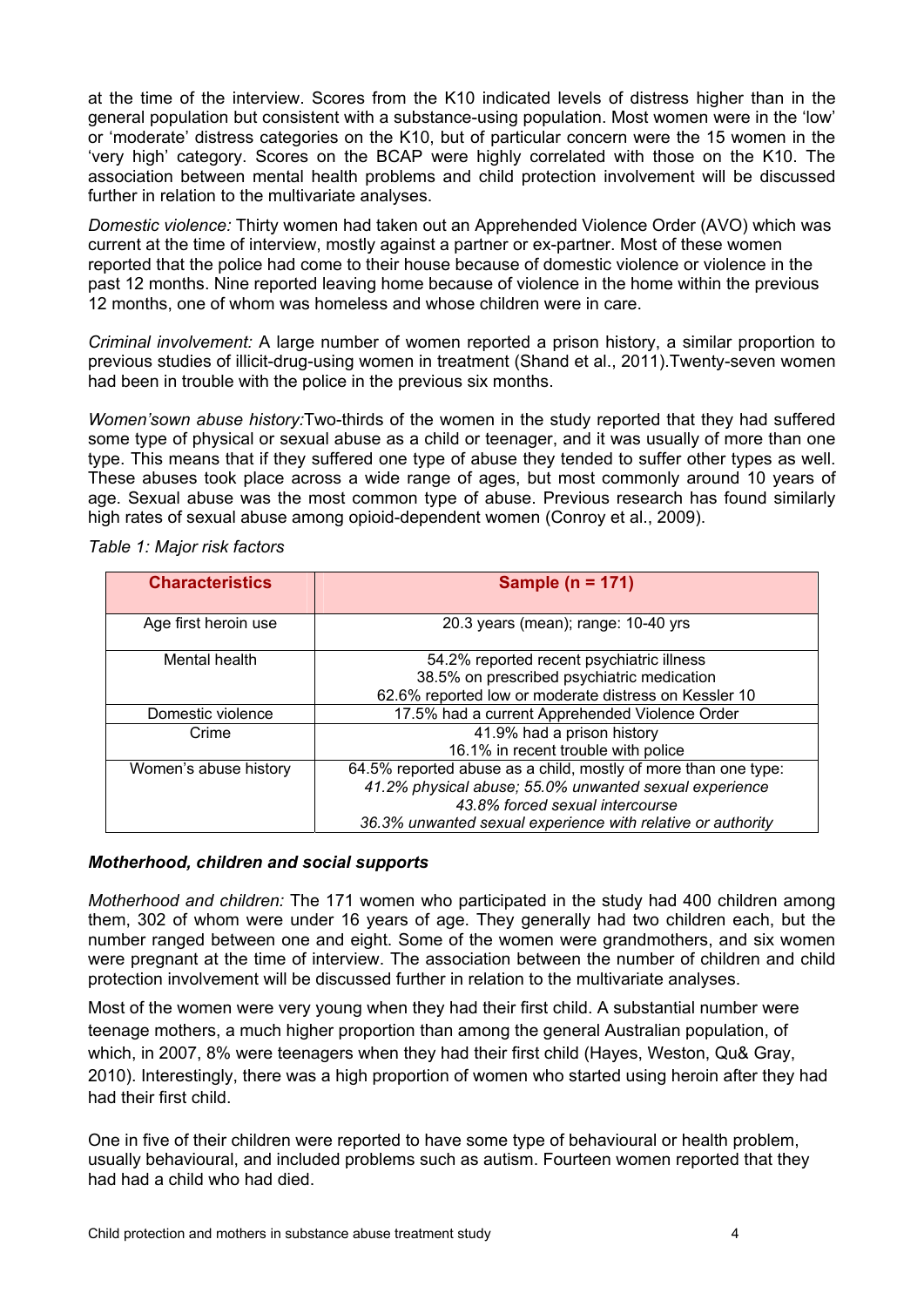at the time of the interview. Scores from the K10 indicated levels of distress higher than in the general population but consistent with a substance-using population. Most women were in the 'low' or 'moderate' distress categories on the K10, but of particular concern were the 15 women in the 'very high' category. Scores on the BCAP were highly correlated with those on the K10. The association between mental health problems and child protection involvement will be discussed further in relation to the multivariate analyses.

*Domestic violence:* Thirty women had taken out an Apprehended Violence Order (AVO) which was current at the time of interview, mostly against a partner or ex-partner. Most of these women reported that the police had come to their house because of domestic violence or violence in the past 12 months. Nine reported leaving home because of violence in the home within the previous 12 months, one of whom was homeless and whose children were in care.

*Criminal involvement:* A large number of women reported a prison history, a similar proportion to previous studies of illicit-drug-using women in treatment (Shand et al., 2011).Twenty-seven women had been in trouble with the police in the previous six months.

*Women'sown abuse history:*Two-thirds of the women in the study reported that they had suffered some type of physical or sexual abuse as a child or teenager, and it was usually of more than one type. This means that if they suffered one type of abuse they tended to suffer other types as well. These abuses took place across a wide range of ages, but most commonly around 10 years of age. Sexual abuse was the most common type of abuse. Previous research has found similarly high rates of sexual abuse among opioid-dependent women (Conroy et al., 2009).

*Table 1: Major risk factors*

| Characteristics | Sample (n = 171) |
|---|---|
| Age first heroin use | 20.3 years (mean); range: 10-40 yrs |
| Mental health | 54.2% reported recent psychiatric illness<br>38.5% on prescribed psychiatric medication<br>62.6% reported low or moderate distress on Kessler 10 |
| Domestic violence | 17.5% had a current Apprehended Violence Order |
| Crime | 41.9% had a prison history<br>16.1% in recent trouble with police |
| Women's abuse history | 64.5% reported abuse as a child, mostly of more than one type:<br>*41.2% physical abuse; 55.0% unwanted sexual experience*<br>*43.8% forced sexual intercourse*<br>*36.3% unwanted sexual experience with relative or authority* |

### *Motherhood, children and social supports*

*Motherhood and children:* The 171 women who participated in the study had 400 children among them, 302 of whom were under 16 years of age. They generally had two children each, but the number ranged between one and eight. Some of the women were grandmothers, and six women were pregnant at the time of interview. The association between the number of children and child protection involvement will be discussed further in relation to the multivariate analyses.

Most of the women were very young when they had their first child. A substantial number were teenage mothers, a much higher proportion than among the general Australian population, of which, in 2007, 8% were teenagers when they had their first child (Hayes, Weston, Qu& Gray, 2010). Interestingly, there was a high proportion of women who started using heroin after they had had their first child.

One in five of their children were reported to have some type of behavioural or health problem, usually behavioural, and included problems such as autism. Fourteen women reported that they had had a child who had died.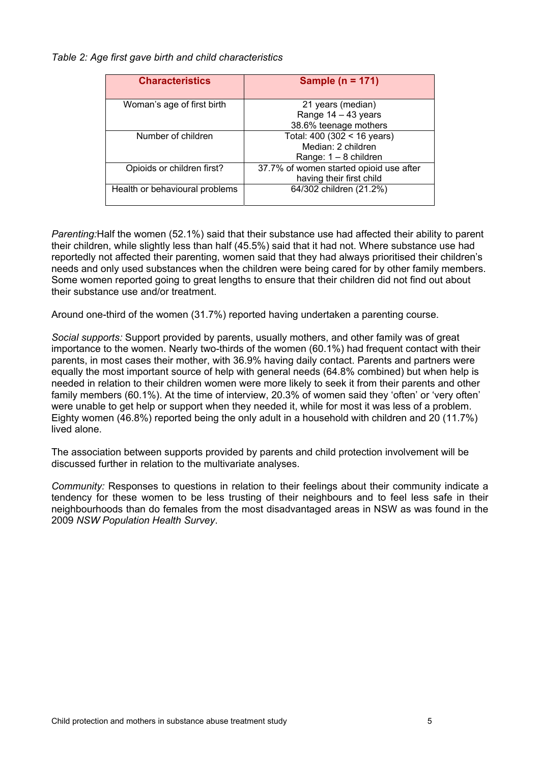*Table 2: Age first gave birth and child characteristics*

| Characteristics | Sample (n = 171) |
|---|---|
| Woman's age of first birth | 21 years (median)<br>Range 14 – 43 years<br>38.6% teenage mothers |
| Number of children | Total: 400 (302 < 16 years)<br>Median: 2 children<br>Range: 1 – 8 children |
| Opioids or children first? | 37.7% of women started opioid use after having their first child |
| Health or behavioural problems | 64/302 children (21.2%) |

*Parenting:*Half the women (52.1%) said that their substance use had affected their ability to parent their children, while slightly less than half (45.5%) said that it had not. Where substance use had reportedly not affected their parenting, women said that they had always prioritised their children's needs and only used substances when the children were being cared for by other family members. Some women reported going to great lengths to ensure that their children did not find out about their substance use and/or treatment.

Around one-third of the women (31.7%) reported having undertaken a parenting course.

*Social supports:* Support provided by parents, usually mothers, and other family was of great importance to the women. Nearly two-thirds of the women (60.1%) had frequent contact with their parents, in most cases their mother, with 36.9% having daily contact. Parents and partners were equally the most important source of help with general needs (64.8% combined) but when help is needed in relation to their children women were more likely to seek it from their parents and other family members (60.1%). At the time of interview, 20.3% of women said they 'often' or 'very often' were unable to get help or support when they needed it, while for most it was less of a problem. Eighty women (46.8%) reported being the only adult in a household with children and 20 (11.7%) lived alone.

The association between supports provided by parents and child protection involvement will be discussed further in relation to the multivariate analyses.

*Community:* Responses to questions in relation to their feelings about their community indicate a tendency for these women to be less trusting of their neighbours and to feel less safe in their neighbourhoods than do females from the most disadvantaged areas in NSW as was found in the 2009 *NSW Population Health Survey*.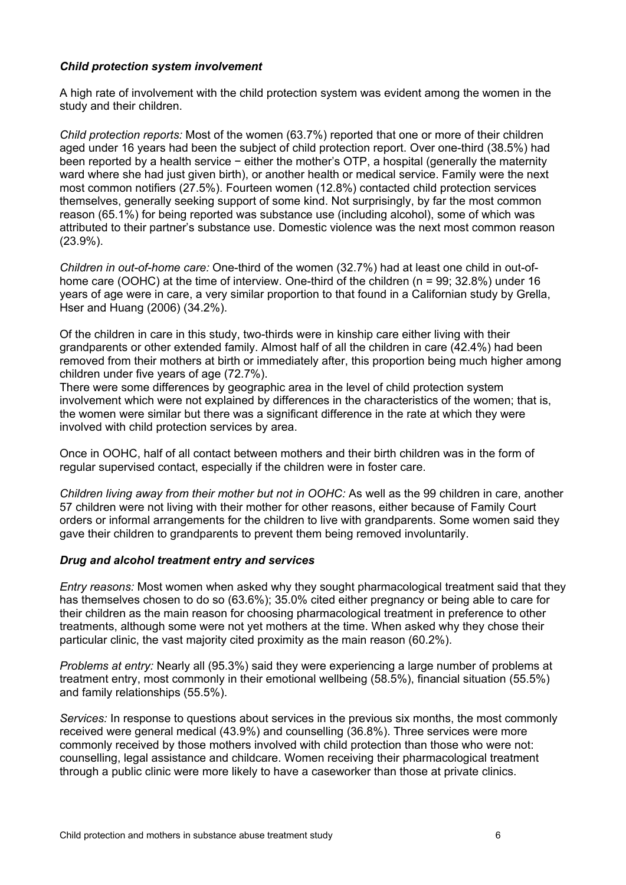### *Child protection system involvement*

A high rate of involvement with the child protection system was evident among the women in the study and their children.

*Child protection reports:* Most of the women (63.7%) reported that one or more of their children aged under 16 years had been the subject of child protection report. Over one-third (38.5%) had been reported by a health service − either the mother's OTP, a hospital (generally the maternity ward where she had just given birth), or another health or medical service. Family were the next most common notifiers (27.5%). Fourteen women (12.8%) contacted child protection services themselves, generally seeking support of some kind. Not surprisingly, by far the most common reason (65.1%) for being reported was substance use (including alcohol), some of which was attributed to their partner's substance use. Domestic violence was the next most common reason (23.9%).

*Children in out-of-home care:* One-third of the women (32.7%) had at least one child in out-of-home care (OOHC) at the time of interview. One-third of the children (n = 99; 32.8%) under 16 years of age were in care, a very similar proportion to that found in a Californian study by Grella, Hser and Huang (2006) (34.2%).

Of the children in care in this study, two-thirds were in kinship care either living with their grandparents or other extended family. Almost half of all the children in care (42.4%) had been removed from their mothers at birth or immediately after, this proportion being much higher among children under five years of age (72.7%).

There were some differences by geographic area in the level of child protection system involvement which were not explained by differences in the characteristics of the women; that is, the women were similar but there was a significant difference in the rate at which they were involved with child protection services by area.

Once in OOHC, half of all contact between mothers and their birth children was in the form of regular supervised contact, especially if the children were in foster care.

*Children living away from their mother but not in OOHC:* As well as the 99 children in care, another 57 children were not living with their mother for other reasons, either because of Family Court orders or informal arrangements for the children to live with grandparents. Some women said they gave their children to grandparents to prevent them being removed involuntarily.

### *Drug and alcohol treatment entry and services*

*Entry reasons:* Most women when asked why they sought pharmacological treatment said that they has themselves chosen to do so (63.6%); 35.0% cited either pregnancy or being able to care for their children as the main reason for choosing pharmacological treatment in preference to other treatments, although some were not yet mothers at the time. When asked why they chose their particular clinic, the vast majority cited proximity as the main reason (60.2%).

*Problems at entry:* Nearly all (95.3%) said they were experiencing a large number of problems at treatment entry, most commonly in their emotional wellbeing (58.5%), financial situation (55.5%) and family relationships (55.5%).

*Services:* In response to questions about services in the previous six months, the most commonly received were general medical (43.9%) and counselling (36.8%). Three services were more commonly received by those mothers involved with child protection than those who were not: counselling, legal assistance and childcare. Women receiving their pharmacological treatment through a public clinic were more likely to have a caseworker than those at private clinics.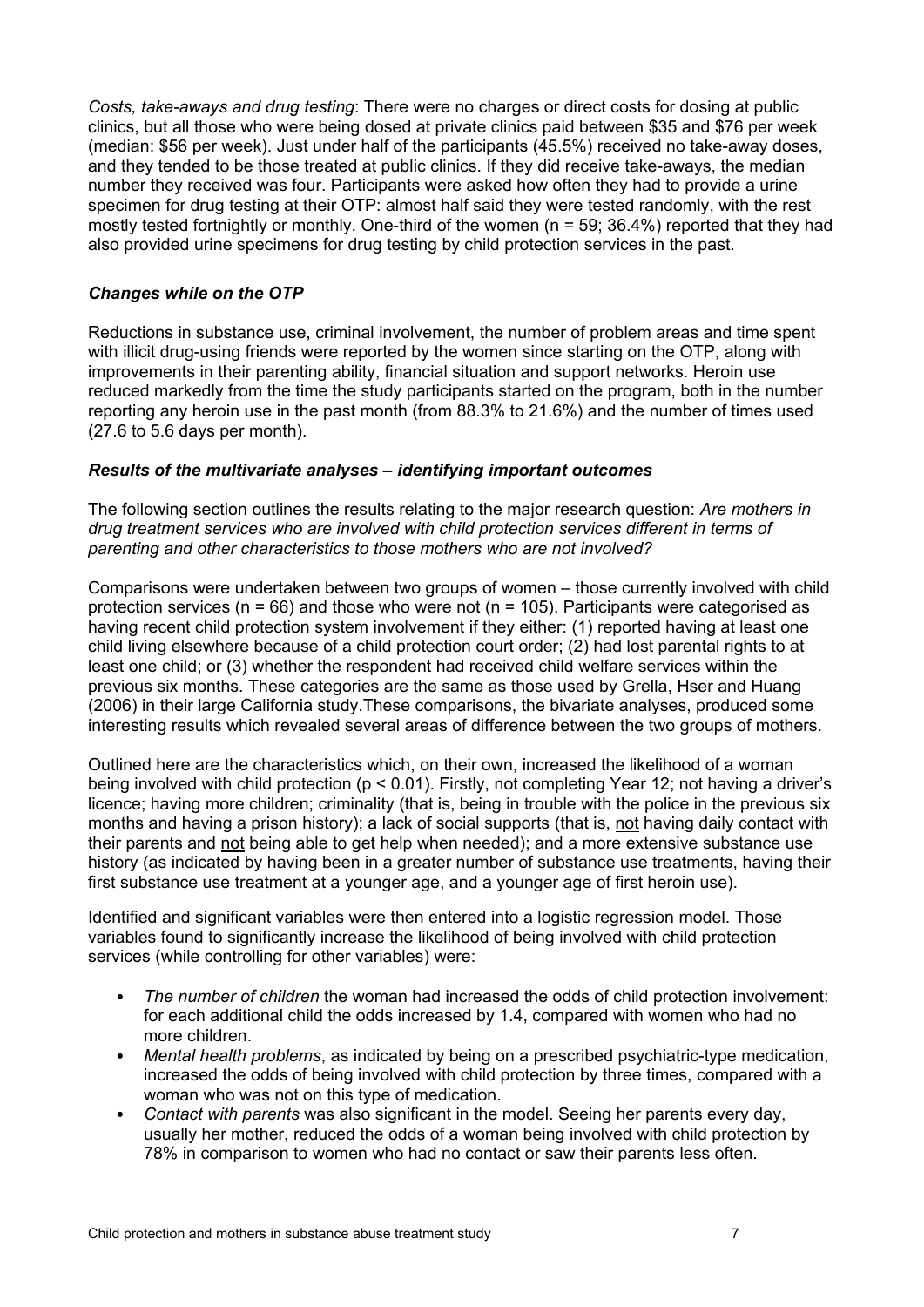*Costs, take-aways and drug testing*: There were no charges or direct costs for dosing at public clinics, but all those who were being dosed at private clinics paid between $35 and $76 per week (median: $56 per week). Just under half of the participants (45.5%) received no take-away doses, and they tended to be those treated at public clinics. If they did receive take-aways, the median number they received was four. Participants were asked how often they had to provide a urine specimen for drug testing at their OTP: almost half said they were tested randomly, with the rest mostly tested fortnightly or monthly. One-third of the women (n = 59; 36.4%) reported that they had also provided urine specimens for drug testing by child protection services in the past.

### *Changes while on the OTP*

Reductions in substance use, criminal involvement, the number of problem areas and time spent with illicit drug-using friends were reported by the women since starting on the OTP, along with improvements in their parenting ability, financial situation and support networks. Heroin use reduced markedly from the time the study participants started on the program, both in the number reporting any heroin use in the past month (from 88.3% to 21.6%) and the number of times used (27.6 to 5.6 days per month).

### *Results of the multivariate analyses – identifying important outcomes*

The following section outlines the results relating to the major research question: *Are mothers in drug treatment services who are involved with child protection services different in terms of parenting and other characteristics to those mothers who are not involved?*

Comparisons were undertaken between two groups of women – those currently involved with child protection services (n = 66) and those who were not (n = 105). Participants were categorised as having recent child protection system involvement if they either: (1) reported having at least one child living elsewhere because of a child protection court order; (2) had lost parental rights to at least one child; or (3) whether the respondent had received child welfare services within the previous six months. These categories are the same as those used by Grella, Hser and Huang (2006) in their large California study.These comparisons, the bivariate analyses, produced some interesting results which revealed several areas of difference between the two groups of mothers.

Outlined here are the characteristics which, on their own, increased the likelihood of a woman being involved with child protection ($p < 0.01$). Firstly, not completing Year 12; not having a driver's licence; having more children; criminality (that is, being in trouble with the police in the previous six months and having a prison history); a lack of social supports (that is, <u>not</u> having daily contact with their parents and <u>not</u> being able to get help when needed); and a more extensive substance use history (as indicated by having been in a greater number of substance use treatments, having their first substance use treatment at a younger age, and a younger age of first heroin use).

Identified and significant variables were then entered into a logistic regression model. Those variables found to significantly increase the likelihood of being involved with child protection services (while controlling for other variables) were:

- *The number of children* the woman had increased the odds of child protection involvement: for each additional child the odds increased by 1.4, compared with women who had no more children.
- *Mental health problems*, as indicated by being on a prescribed psychiatric-type medication, increased the odds of being involved with child protection by three times, compared with a woman who was not on this type of medication.
- *Contact with parents* was also significant in the model. Seeing her parents every day, usually her mother, reduced the odds of a woman being involved with child protection by 78% in comparison to women who had no contact or saw their parents less often.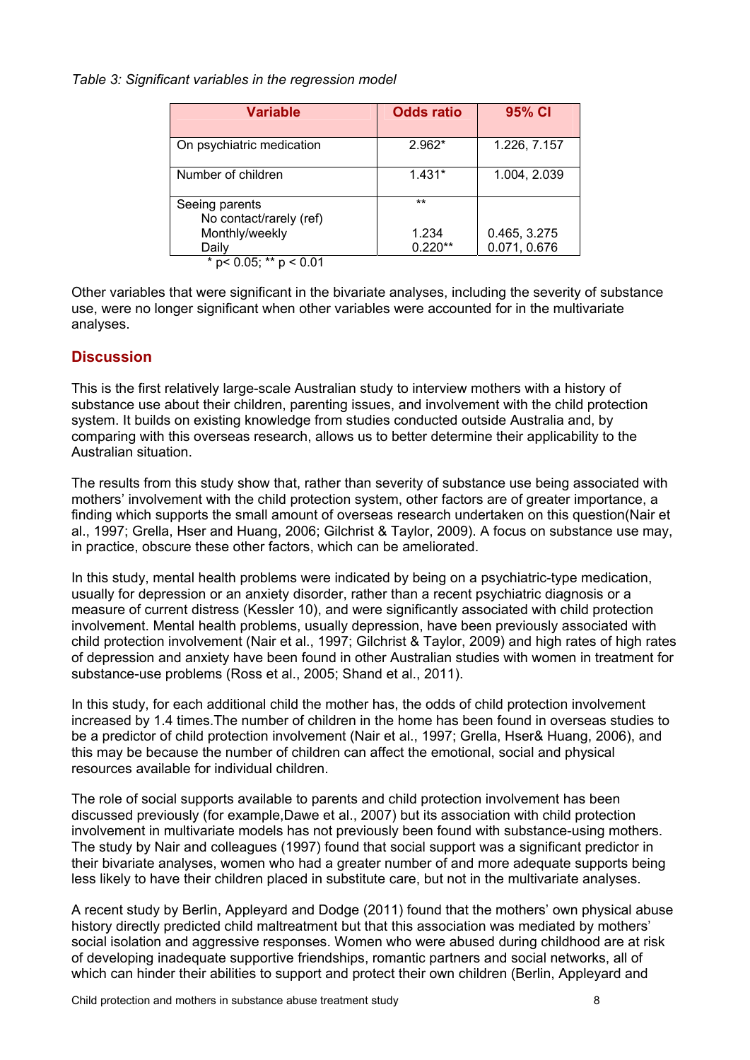*Table 3: Significant variables in the regression model*

| Variable | Odds ratio | 95% CI |
|---|---|---|
| On psychiatric medication | 2.962* | 1.226, 7.157 |
| Number of children | 1.431* | 1.004, 2.039 |
| Seeing parents | ** | |
| No contact/rarely (ref) | | |
| Monthly/weekly | 1.234 | 0.465, 3.275 |
| Daily | 0.220** | 0.071, 0.676 |

\* $p < 0.05$; ** $p < 0.01$

Other variables that were significant in the bivariate analyses, including the severity of substance use, were no longer significant when other variables were accounted for in the multivariate analyses.

## Discussion

This is the first relatively large-scale Australian study to interview mothers with a history of substance use about their children, parenting issues, and involvement with the child protection system. It builds on existing knowledge from studies conducted outside Australia and, by comparing with this overseas research, allows us to better determine their applicability to the Australian situation.

The results from this study show that, rather than severity of substance use being associated with mothers' involvement with the child protection system, other factors are of greater importance, a finding which supports the small amount of overseas research undertaken on this question(Nair et al., 1997; Grella, Hser and Huang, 2006; Gilchrist & Taylor, 2009). A focus on substance use may, in practice, obscure these other factors, which can be ameliorated.

In this study, mental health problems were indicated by being on a psychiatric-type medication, usually for depression or an anxiety disorder, rather than a recent psychiatric diagnosis or a measure of current distress (Kessler 10), and were significantly associated with child protection involvement. Mental health problems, usually depression, have been previously associated with child protection involvement (Nair et al., 1997; Gilchrist & Taylor, 2009) and high rates of high rates of depression and anxiety have been found in other Australian studies with women in treatment for substance-use problems (Ross et al., 2005; Shand et al., 2011).

In this study, for each additional child the mother has, the odds of child protection involvement increased by 1.4 times.The number of children in the home has been found in overseas studies to be a predictor of child protection involvement (Nair et al., 1997; Grella, Hser& Huang, 2006), and this may be because the number of children can affect the emotional, social and physical resources available for individual children.

The role of social supports available to parents and child protection involvement has been discussed previously (for example,Dawe et al., 2007) but its association with child protection involvement in multivariate models has not previously been found with substance-using mothers. The study by Nair and colleagues (1997) found that social support was a significant predictor in their bivariate analyses, women who had a greater number of and more adequate supports being less likely to have their children placed in substitute care, but not in the multivariate analyses.

A recent study by Berlin, Appleyard and Dodge (2011) found that the mothers' own physical abuse history directly predicted child maltreatment but that this association was mediated by mothers' social isolation and aggressive responses. Women who were abused during childhood are at risk of developing inadequate supportive friendships, romantic partners and social networks, all of which can hinder their abilities to support and protect their own children (Berlin, Appleyard and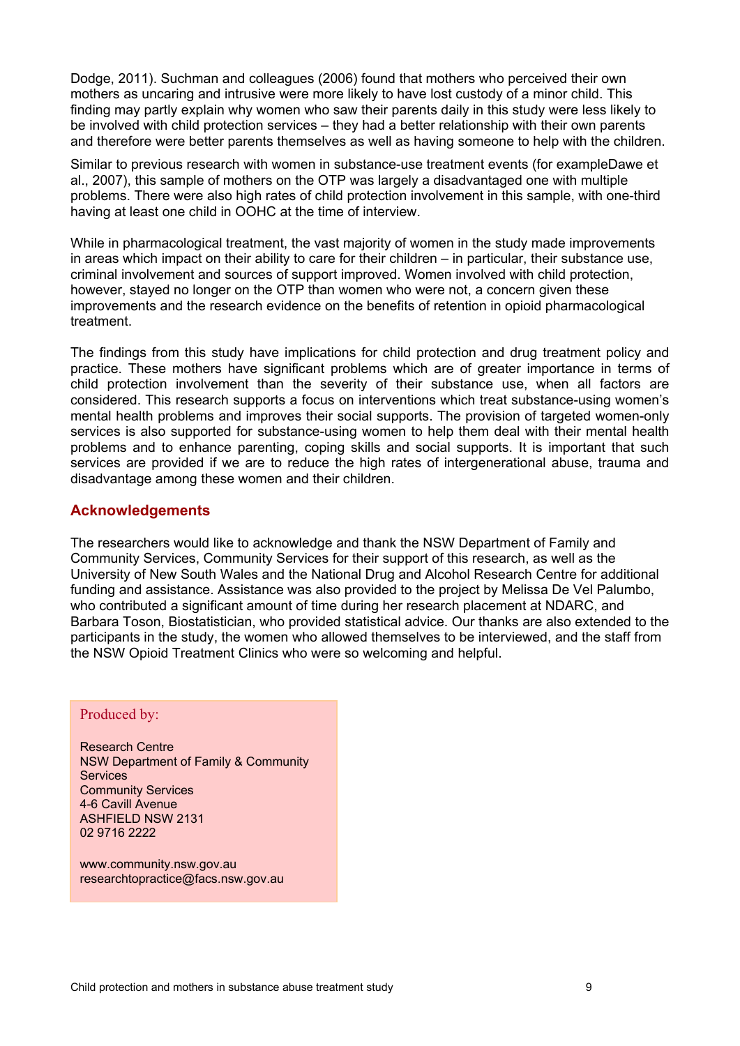Dodge, 2011). Suchman and colleagues (2006) found that mothers who perceived their own mothers as uncaring and intrusive were more likely to have lost custody of a minor child. This finding may partly explain why women who saw their parents daily in this study were less likely to be involved with child protection services – they had a better relationship with their own parents and therefore were better parents themselves as well as having someone to help with the children.

Similar to previous research with women in substance-use treatment events (for exampleDawe et al., 2007), this sample of mothers on the OTP was largely a disadvantaged one with multiple problems. There were also high rates of child protection involvement in this sample, with one-third having at least one child in OOHC at the time of interview.

While in pharmacological treatment, the vast majority of women in the study made improvements in areas which impact on their ability to care for their children – in particular, their substance use, criminal involvement and sources of support improved. Women involved with child protection, however, stayed no longer on the OTP than women who were not, a concern given these improvements and the research evidence on the benefits of retention in opioid pharmacological treatment.

The findings from this study have implications for child protection and drug treatment policy and practice. These mothers have significant problems which are of greater importance in terms of child protection involvement than the severity of their substance use, when all factors are considered. This research supports a focus on interventions which treat substance-using women's mental health problems and improves their social supports. The provision of targeted women-only services is also supported for substance-using women to help them deal with their mental health problems and to enhance parenting, coping skills and social supports. It is important that such services are provided if we are to reduce the high rates of intergenerational abuse, trauma and disadvantage among these women and their children.

## Acknowledgements

The researchers would like to acknowledge and thank the NSW Department of Family and Community Services, Community Services for their support of this research, as well as the University of New South Wales and the National Drug and Alcohol Research Centre for additional funding and assistance. Assistance was also provided to the project by Melissa De Vel Palumbo, who contributed a significant amount of time during her research placement at NDARC, and Barbara Toson, Biostatistician, who provided statistical advice. Our thanks are also extended to the participants in the study, the women who allowed themselves to be interviewed, and the staff from the NSW Opioid Treatment Clinics who were so welcoming and helpful.

Produced by:

Research Centre
NSW Department of Family & Community Services
Community Services
4-6 Cavill Avenue
ASHFIELD NSW 2131
02 9716 2222

www.community.nsw.gov.au
researchtopractice@facs.nsw.gov.au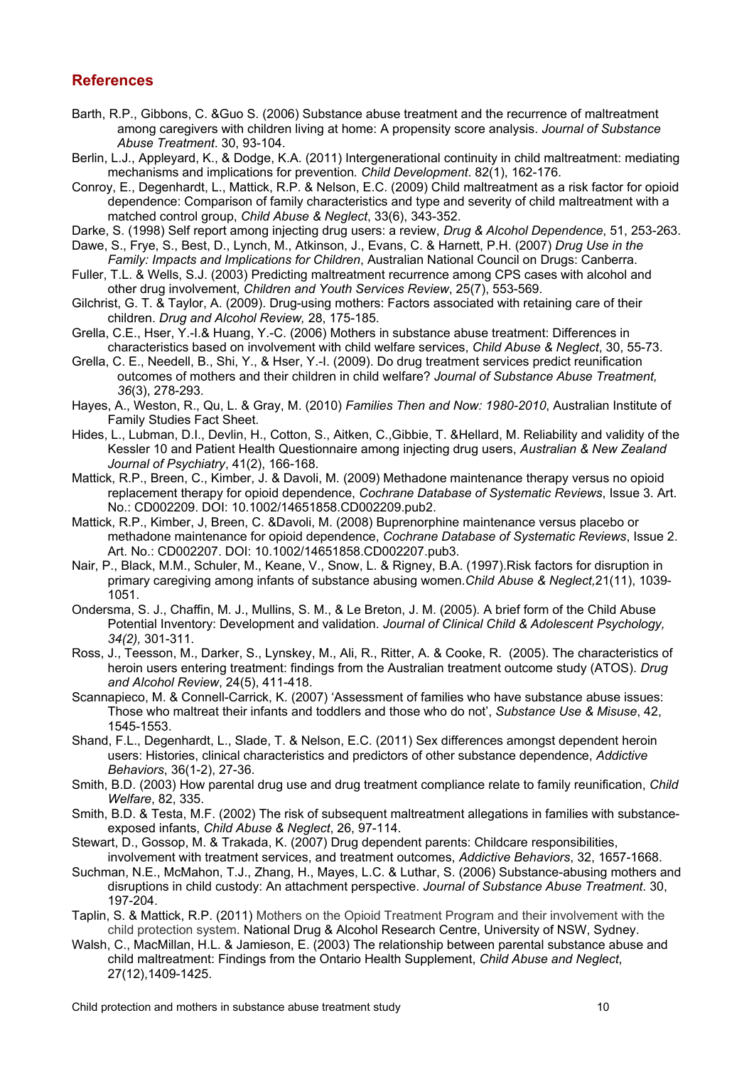## References

Barth, R.P., Gibbons, C. &Guo S. (2006) Substance abuse treatment and the recurrence of maltreatment among caregivers with children living at home: A propensity score analysis. *Journal of Substance Abuse Treatment*. 30, 93-104.

Berlin, L.J., Appleyard, K., & Dodge, K.A. (2011) Intergenerational continuity in child maltreatment: mediating mechanisms and implications for prevention. *Child Development*. 82(1), 162-176.

Conroy, E., Degenhardt, L., Mattick, R.P. & Nelson, E.C. (2009) Child maltreatment as a risk factor for opioid dependence: Comparison of family characteristics and type and severity of child maltreatment with a matched control group, *Child Abuse & Neglect*, 33(6), 343-352.

Darke, S. (1998) Self report among injecting drug users: a review, *Drug & Alcohol Dependence*, 51, 253-263.

Dawe, S., Frye, S., Best, D., Lynch, M., Atkinson, J., Evans, C. & Harnett, P.H. (2007) *Drug Use in the Family: Impacts and Implications for Children*, Australian National Council on Drugs: Canberra.

Fuller, T.L. & Wells, S.J. (2003) Predicting maltreatment recurrence among CPS cases with alcohol and other drug involvement, *Children and Youth Services Review*, 25(7), 553-569.

Gilchrist, G. T. & Taylor, A. (2009). Drug-using mothers: Factors associated with retaining care of their children. *Drug and Alcohol Review,* 28, 175-185.

Grella, C.E., Hser, Y.-I.& Huang, Y.-C. (2006) Mothers in substance abuse treatment: Differences in characteristics based on involvement with child welfare services, *Child Abuse & Neglect*, 30, 55-73.

Grella, C. E., Needell, B., Shi, Y., & Hser, Y.-I. (2009). Do drug treatment services predict reunification outcomes of mothers and their children in child welfare? *Journal of Substance Abuse Treatment, 36*(3), 278-293.

Hayes, A., Weston, R., Qu, L. & Gray, M. (2010) *Families Then and Now: 1980-2010*, Australian Institute of Family Studies Fact Sheet.

Hides, L., Lubman, D.I., Devlin, H., Cotton, S., Aitken, C.,Gibbie, T. &Hellard, M. Reliability and validity of the Kessler 10 and Patient Health Questionnaire among injecting drug users, *Australian & New Zealand Journal of Psychiatry*, 41(2), 166-168.

Mattick, R.P., Breen, C., Kimber, J. & Davoli, M. (2009) Methadone maintenance therapy versus no opioid replacement therapy for opioid dependence, *Cochrane Database of Systematic Reviews*, Issue 3. Art. No.: CD002209. DOI: 10.1002/14651858.CD002209.pub2.

Mattick, R.P., Kimber, J, Breen, C. &Davoli, M. (2008) Buprenorphine maintenance versus placebo or methadone maintenance for opioid dependence, *Cochrane Database of Systematic Reviews*, Issue 2. Art. No.: CD002207. DOI: 10.1002/14651858.CD002207.pub3.

Nair, P., Black, M.M., Schuler, M., Keane, V., Snow, L. & Rigney, B.A. (1997).Risk factors for disruption in primary caregiving among infants of substance abusing women.*Child Abuse & Neglect,*21(11), 1039-1051.

Ondersma, S. J., Chaffin, M. J., Mullins, S. M., & Le Breton, J. M. (2005). A brief form of the Child Abuse Potential Inventory: Development and validation. *Journal of Clinical Child & Adolescent Psychology, 34(2),* 301-311.

Ross, J., Teesson, M., Darker, S., Lynskey, M., Ali, R., Ritter, A. & Cooke, R. (2005). The characteristics of heroin users entering treatment: findings from the Australian treatment outcome study (ATOS). *Drug and Alcohol Review*, 24(5), 411-418.

Scannapieco, M. & Connell-Carrick, K. (2007) 'Assessment of families who have substance abuse issues: Those who maltreat their infants and toddlers and those who do not', *Substance Use & Misuse*, 42, 1545-1553.

Shand, F.L., Degenhardt, L., Slade, T. & Nelson, E.C. (2011) Sex differences amongst dependent heroin users: Histories, clinical characteristics and predictors of other substance dependence, *Addictive Behaviors*, 36(1-2), 27-36.

Smith, B.D. (2003) How parental drug use and drug treatment compliance relate to family reunification, *Child Welfare*, 82, 335.

Smith, B.D. & Testa, M.F. (2002) The risk of subsequent maltreatment allegations in families with substance-exposed infants, *Child Abuse & Neglect*, 26, 97-114.

Stewart, D., Gossop, M. & Trakada, K. (2007) Drug dependent parents: Childcare responsibilities, involvement with treatment services, and treatment outcomes, *Addictive Behaviors*, 32, 1657-1668.

Suchman, N.E., McMahon, T.J., Zhang, H., Mayes, L.C. & Luthar, S. (2006) Substance-abusing mothers and disruptions in child custody: An attachment perspective. *Journal of Substance Abuse Treatment*. 30, 197-204.

Taplin, S. & Mattick, R.P. (2011) Mothers on the Opioid Treatment Program and their involvement with the child protection system. National Drug & Alcohol Research Centre, University of NSW, Sydney.

Walsh, C., MacMillan, H.L. & Jamieson, E. (2003) The relationship between parental substance abuse and child maltreatment: Findings from the Ontario Health Supplement, *Child Abuse and Neglect*, 27(12),1409-1425.